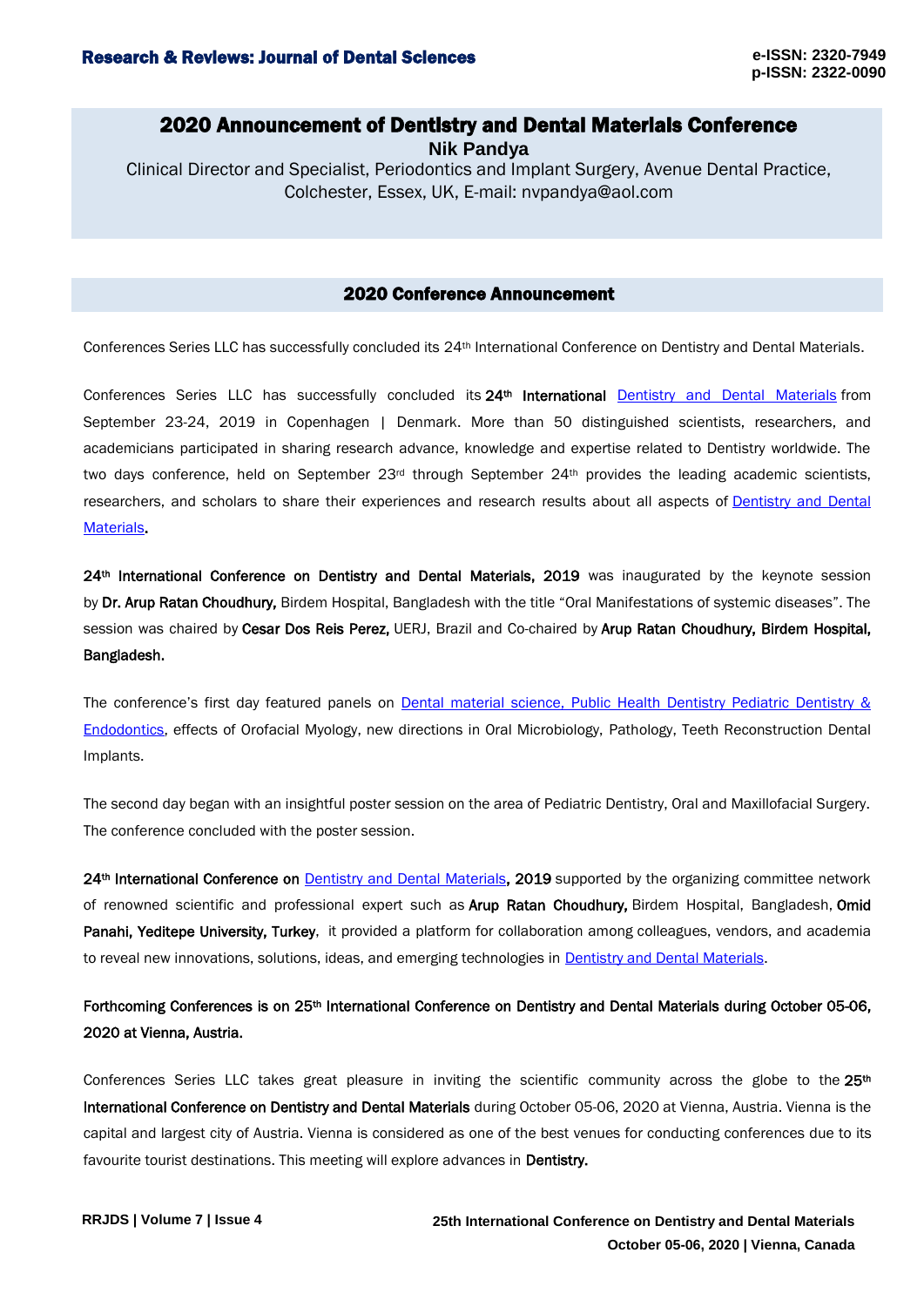# 2020 Announcement of Dentistry and Dental Materials Conference

**Nik Pandya**

Clinical Director and Specialist, Periodontics and Implant Surgery, Avenue Dental Practice, Colchester, Essex, UK, E-mail: nvpandya@aol.com

## 2020 Conference Announcement

Conferences Series LLC has successfully concluded its 24th International Conference on Dentistry and Dental Materials.

Conferences Series LLC has successfully concluded its **24th International** Dentistry and Dental Materials from September 23-24, 2019 in Copenhagen | Denmark. More than 50 distinguished scientists, researchers, and academicians participated in sharing research advance, knowledge and expertise related to Dentistry worldwide. The two days conference, held on September 23rd through September 24th provides the leading academic scientists, researchers, and scholars to share their experiences and research results about all aspects of Dentistry and Dental Materials.

**24th International Conference on Dentistry and Dental Materials, 2019** was inaugurated by the keynote session by **Dr. Arup Ratan Choudhury,** Birdem Hospital, Bangladesh with the title "Oral Manifestations of systemic diseases". The session was chaired by **Cesar Dos Reis Perez,** UERJ, Brazil and Co-chaired by **Arup Ratan Choudhury, Birdem Hospital, Bangladesh.**

The conference's first day featured panels on Dental material science, Public Health Dentistry Pediatric Dentistry & Endodontics, effects of Orofacial Myology, new directions in Oral Microbiology, Pathology, Teeth Reconstruction Dental Implants.

The second day began with an insightful poster session on the area of Pediatric Dentistry, Oral and Maxillofacial Surgery. The conference concluded with the poster session.

**24th International Conference on** Dentistry and Dental Materials**, 2019** supported by the organizing committee network of renowned scientific and professional expert such as **Arup Ratan Choudhury,** Birdem Hospital, Bangladesh, **Omid Panahi, Yeditepe University, Turkey**, it provided a platform for collaboration among colleagues, vendors, and academia to reveal new innovations, solutions, ideas, and emerging technologies in Dentistry and Dental Materials.

**Forthcoming Conferences is on 25th International Conference on Dentistry and Dental Materials during October 05-06, 2020 at Vienna, Austria.**

Conferences Series LLC takes great pleasure in inviting the scientific community across the globe to the **25th International Conference on Dentistry and Dental Materials** during October 05-06, 2020 at Vienna, Austria. Vienna is the capital and largest city of Austria. Vienna is considered as one of the best venues for conducting conferences due to its favourite tourist destinations. This meeting will explore advances in **Dentistry.**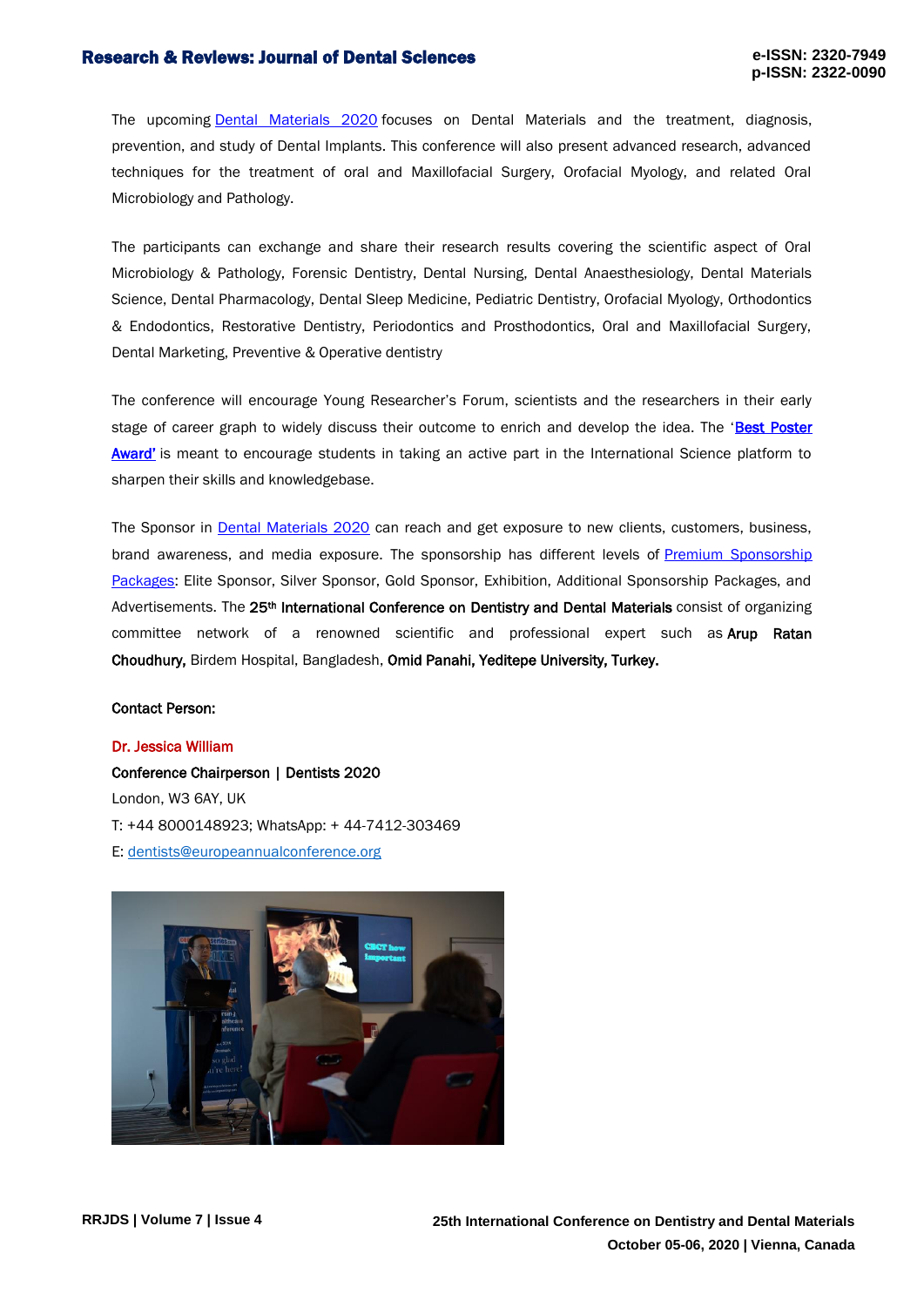The upcoming Dental Materials 2020 focuses on Dental Materials and the treatment, diagnosis, prevention, and study of Dental Implants. This conference will also present advanced research, advanced techniques for the treatment of oral and Maxillofacial Surgery, Orofacial Myology, and related Oral Microbiology and Pathology.

The participants can exchange and share their research results covering the scientific aspect of Oral Microbiology & Pathology, Forensic Dentistry, Dental Nursing, Dental Anaesthesiology, Dental Materials Science, Dental Pharmacology, Dental Sleep Medicine, Pediatric Dentistry, Orofacial Myology, Orthodontics & Endodontics, Restorative Dentistry, Periodontics and Prosthodontics, Oral and Maxillofacial Surgery, Dental Marketing, Preventive & Operative dentistry

The conference will encourage Young Researcher's Forum, scientists and the researchers in their early stage of career graph to widely discuss their outcome to enrich and develop the idea. The '**Best Poster Award'** is meant to encourage students in taking an active part in the International Science platform to sharpen their skills and knowledgebase.

The Sponsor in Dental Materials 2020 can reach and get exposure to new clients, customers, business, brand awareness, and media exposure. The sponsorship has different levels of Premium Sponsorship Packages: Elite Sponsor, Silver Sponsor, Gold Sponsor, Exhibition, Additional Sponsorship Packages, and Advertisements. The **25th International Conference on Dentistry and Dental Materials** consist of organizing committee network of a renowned scientific and professional expert such as **Arup Ratan Choudhury,** Birdem Hospital, Bangladesh, **Omid Panahi, Yeditepe University, Turkey.**

**Contact Person:**

**Dr. Jessica William**

**Conference Chairperson | Dentists 2020**

London, W3 6AY, UK

T: +44 8000148923; WhatsApp: + 44-7412-303469

E: dentists@europeannualconference.org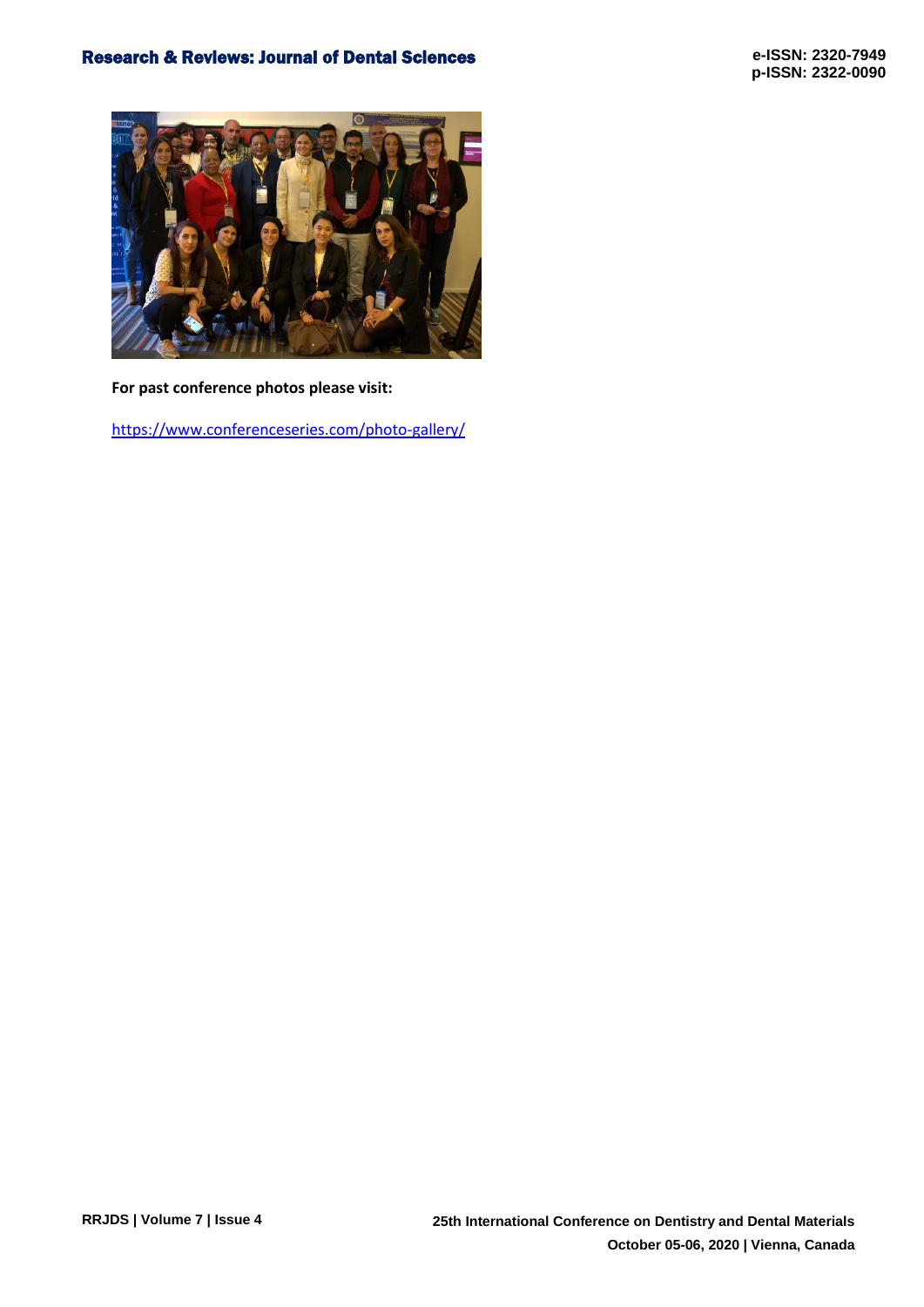For past conference photos please visit:

https://www.conferenceseries.com/photo-gallery/